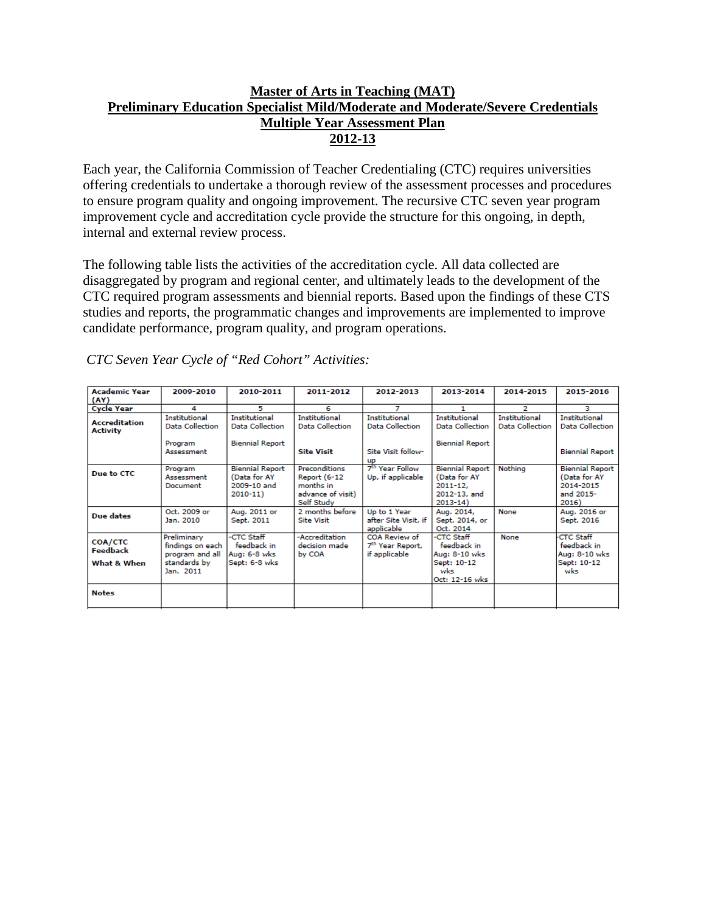# Master of Arts in Teaching (MAT)
## Preliminary Education Specialist Mild/Moderate and Moderate/Severe Credentials
## Multiple Year Assessment Plan
## 2012-13

Each year, the California Commission of Teacher Credentialing (CTC) requires universities offering credentials to undertake a thorough review of the assessment processes and procedures to ensure program quality and ongoing improvement. The recursive CTC seven year program improvement cycle and accreditation cycle provide the structure for this ongoing, in depth, internal and external review process.

The following table lists the activities of the accreditation cycle. All data collected are disaggregated by program and regional center, and ultimately leads to the development of the CTC required program assessments and biennial reports. Based upon the findings of these CTS studies and reports, the programmatic changes and improvements are implemented to improve candidate performance, program quality, and program operations.

*CTC Seven Year Cycle of "Red Cohort" Activities:*

| Academic Year (AY) | 2009-2010 | 2010-2011 | 2011-2012 | 2012-2013 | 2013-2014 | 2014-2015 | 2015-2016 |
|---|---|---|---|---|---|---|---|
| Cycle Year | 4 | 5 | 6 | 7 | 1 | 2 | 3 |
| Accreditation Activity | Institutional Data Collection<br><br>Program Assessment | Institutional Data Collection<br><br>Biennial Report | Institutional Data Collection<br><br>**Site Visit** | Institutional Data Collection<br><br>Site Visit follow-up | Institutional Data Collection<br><br>Biennial Report | Institutional Data Collection | Institutional Data Collection<br><br>Biennial Report |
| Due to CTC | Program Assessment Document | Biennial Report (Data for AY 2009-10 and 2010-11) | Preconditions Report (6-12 months in advance of visit) Self Study | 7th Year Follow Up, if applicable | Biennial Report (Data for AY 2011-12, 2012-13, and 2013-14) | Nothing | Biennial Report (Data for AY 2014-2015 and 2015-2016) |
| Due dates | Oct. 2009 or Jan. 2010 | Aug. 2011 or Sept. 2011 | 2 months before Site Visit | Up to 1 Year after Site Visit, if applicable | Aug. 2014, Sept. 2014, or Oct. 2014 | None | Aug. 2016 or Sept. 2016 |
| COA/CTC Feedback<br>What & When | Preliminary findings on each program and all standards by Jan. 2011 | -CTC Staff feedback in Aug: 6-8 wks Sept: 6-8 wks | -Accreditation decision made by COA | COA Review of 7th Year Report, if applicable | -CTC Staff feedback in Aug: 8-10 wks Sept: 10-12 wks Oct: 12-16 wks | None | -CTC Staff feedback in Aug: 8-10 wks Sept: 10-12 wks |
| Notes | | | | | | | |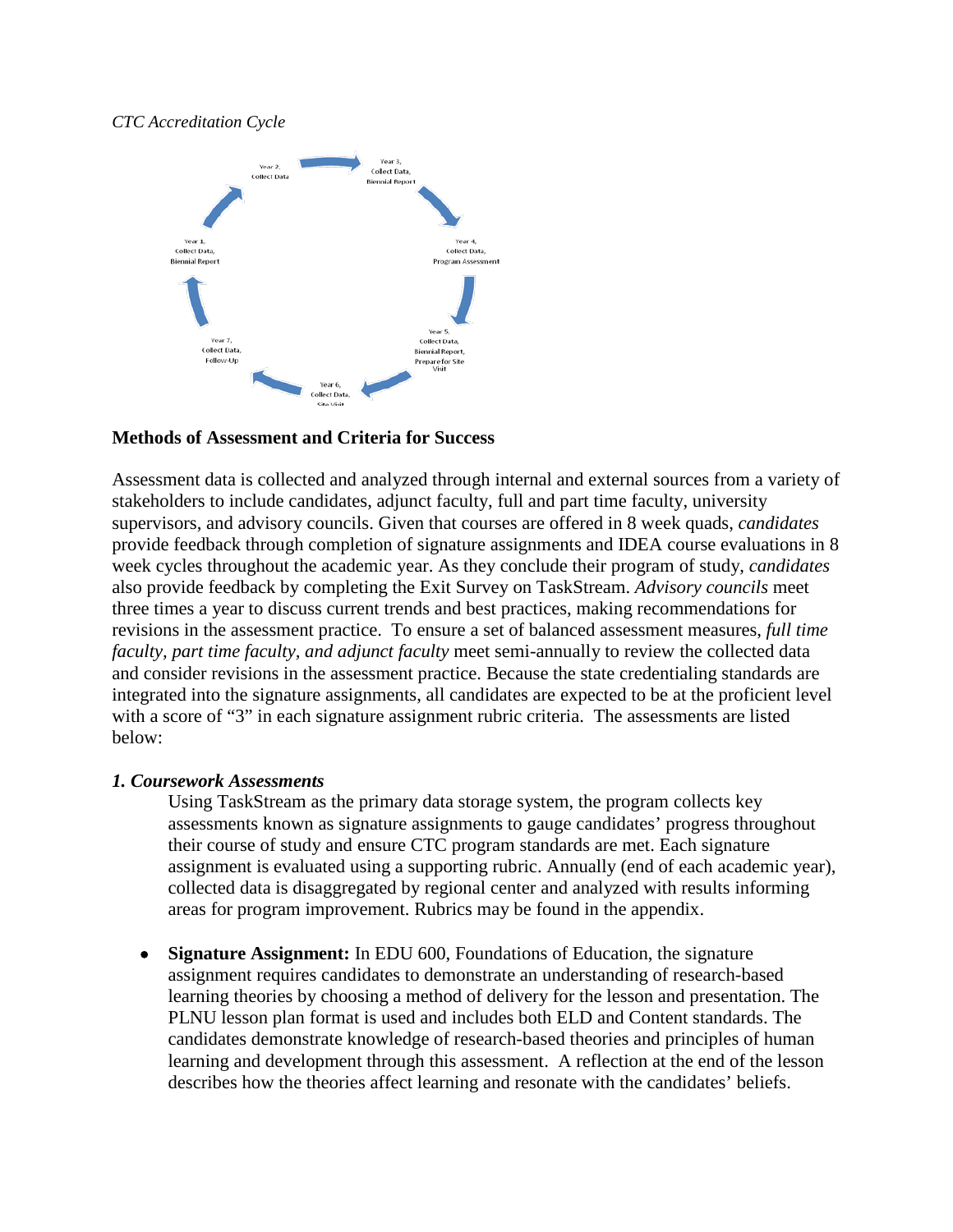*CTC Accreditation Cycle*

- Year 1, Collect Data, Biennial Report
- Year 2, Collect Data
- Year 3, Collect Data, Biennial Report
- Year 4, Collect Data, Program Assessment
- Year 5, Collect Data, Biennial Report, Prepare for Site Visit
- Year 6, Collect Data, Site Visit
- Year 7, Collect Data, Follow-Up

**Methods of Assessment and Criteria for Success**

Assessment data is collected and analyzed through internal and external sources from a variety of stakeholders to include candidates, adjunct faculty, full and part time faculty, university supervisors, and advisory councils. Given that courses are offered in 8 week quads, *candidates* provide feedback through completion of signature assignments and IDEA course evaluations in 8 week cycles throughout the academic year. As they conclude their program of study, *candidates* also provide feedback by completing the Exit Survey on TaskStream. *Advisory councils* meet three times a year to discuss current trends and best practices, making recommendations for revisions in the assessment practice. To ensure a set of balanced assessment measures, *full time faculty, part time faculty, and adjunct faculty* meet semi-annually to review the collected data and consider revisions in the assessment practice. Because the state credentialing standards are integrated into the signature assignments, all candidates are expected to be at the proficient level with a score of "3" in each signature assignment rubric criteria. The assessments are listed below:

***1. Coursework Assessments***

Using TaskStream as the primary data storage system, the program collects key assessments known as signature assignments to gauge candidates' progress throughout their course of study and ensure CTC program standards are met. Each signature assignment is evaluated using a supporting rubric. Annually (end of each academic year), collected data is disaggregated by regional center and analyzed with results informing areas for program improvement. Rubrics may be found in the appendix.

- **Signature Assignment:** In EDU 600, Foundations of Education, the signature assignment requires candidates to demonstrate an understanding of research-based learning theories by choosing a method of delivery for the lesson and presentation. The PLNU lesson plan format is used and includes both ELD and Content standards. The candidates demonstrate knowledge of research-based theories and principles of human learning and development through this assessment. A reflection at the end of the lesson describes how the theories affect learning and resonate with the candidates' beliefs.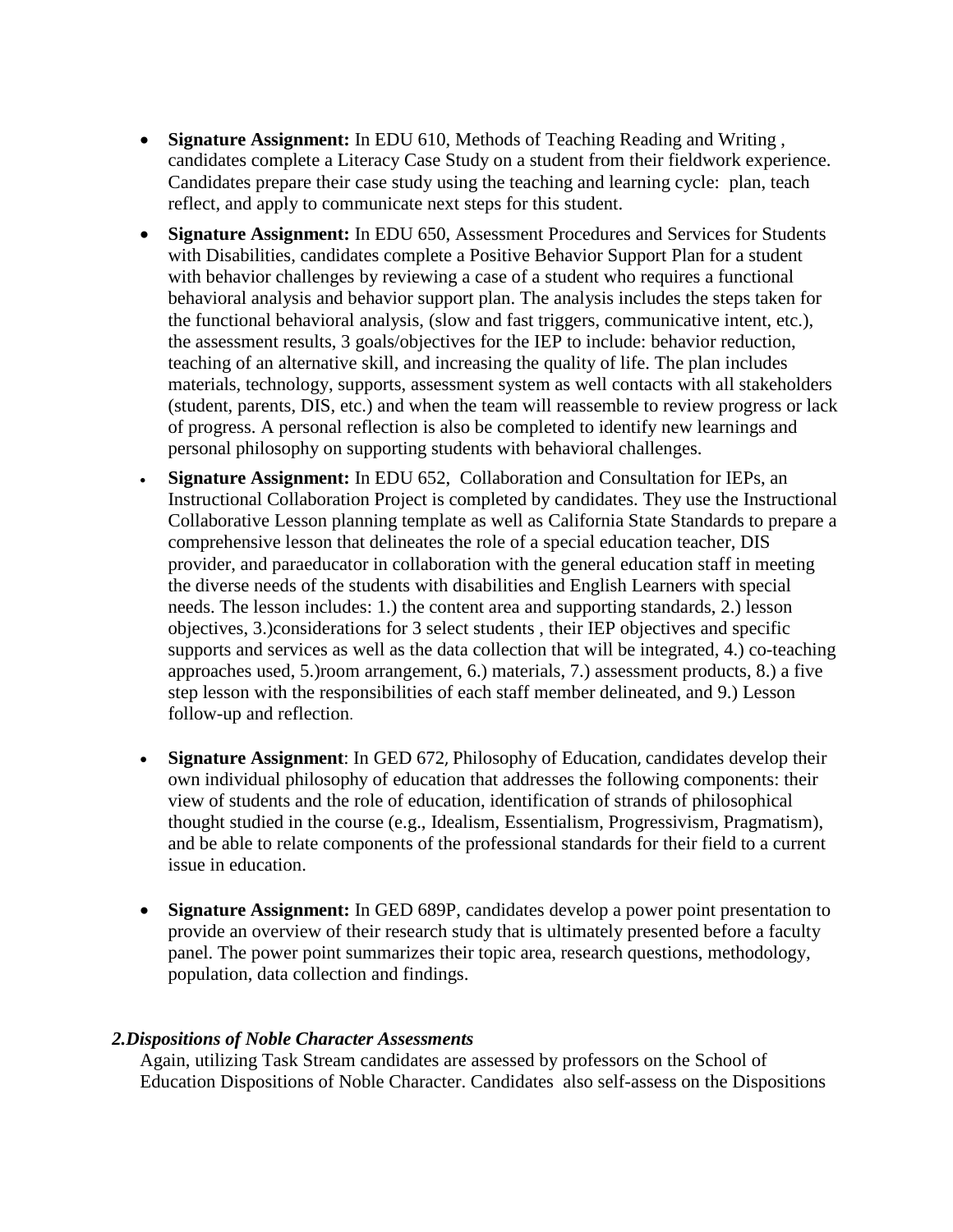- **Signature Assignment:** In EDU 610, Methods of Teaching Reading and Writing , candidates complete a Literacy Case Study on a student from their fieldwork experience. Candidates prepare their case study using the teaching and learning cycle: plan, teach reflect, and apply to communicate next steps for this student.

- **Signature Assignment:** In EDU 650, Assessment Procedures and Services for Students with Disabilities, candidates complete a Positive Behavior Support Plan for a student with behavior challenges by reviewing a case of a student who requires a functional behavioral analysis and behavior support plan. The analysis includes the steps taken for the functional behavioral analysis, (slow and fast triggers, communicative intent, etc.), the assessment results, 3 goals/objectives for the IEP to include: behavior reduction, teaching of an alternative skill, and increasing the quality of life. The plan includes materials, technology, supports, assessment system as well contacts with all stakeholders (student, parents, DIS, etc.) and when the team will reassemble to review progress or lack of progress. A personal reflection is also be completed to identify new learnings and personal philosophy on supporting students with behavioral challenges.

- **Signature Assignment:** In EDU 652, Collaboration and Consultation for IEPs, an Instructional Collaboration Project is completed by candidates. They use the Instructional Collaborative Lesson planning template as well as California State Standards to prepare a comprehensive lesson that delineates the role of a special education teacher, DIS provider, and paraeducator in collaboration with the general education staff in meeting the diverse needs of the students with disabilities and English Learners with special needs. The lesson includes: 1.) the content area and supporting standards, 2.) lesson objectives, 3.)considerations for 3 select students , their IEP objectives and specific supports and services as well as the data collection that will be integrated, 4.) co-teaching approaches used, 5.)room arrangement, 6.) materials, 7.) assessment products, 8.) a five step lesson with the responsibilities of each staff member delineated, and 9.) Lesson follow-up and reflection.

- **Signature Assignment**: In GED 672, Philosophy of Education, candidates develop their own individual philosophy of education that addresses the following components: their view of students and the role of education, identification of strands of philosophical thought studied in the course (e.g., Idealism, Essentialism, Progressivism, Pragmatism), and be able to relate components of the professional standards for their field to a current issue in education.

- **Signature Assignment:** In GED 689P, candidates develop a power point presentation to provide an overview of their research study that is ultimately presented before a faculty panel. The power point summarizes their topic area, research questions, methodology, population, data collection and findings.

***2.Dispositions of Noble Character Assessments***

Again, utilizing Task Stream candidates are assessed by professors on the School of Education Dispositions of Noble Character. Candidates also self-assess on the Dispositions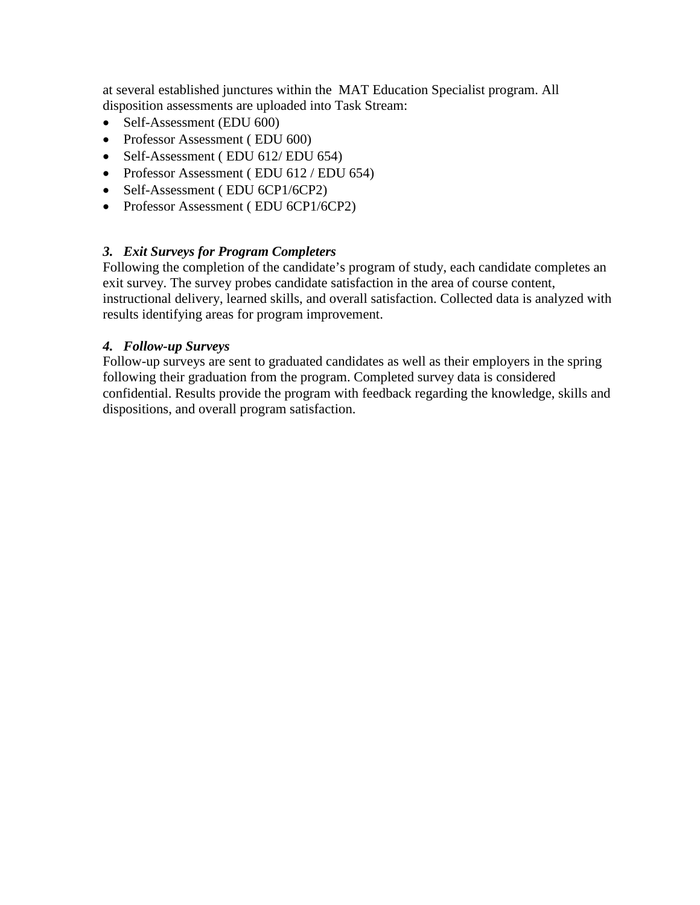at several established junctures within the MAT Education Specialist program. All disposition assessments are uploaded into Task Stream:

- Self-Assessment (EDU 600)
- Professor Assessment ( EDU 600)
- Self-Assessment ( EDU 612/ EDU 654)
- Professor Assessment ( EDU 612 / EDU 654)
- Self-Assessment ( EDU 6CP1/6CP2)
- Professor Assessment ( EDU 6CP1/6CP2)

### *3. Exit Surveys for Program Completers*

Following the completion of the candidate's program of study, each candidate completes an exit survey. The survey probes candidate satisfaction in the area of course content, instructional delivery, learned skills, and overall satisfaction. Collected data is analyzed with results identifying areas for program improvement.

### *4. Follow-up Surveys*

Follow-up surveys are sent to graduated candidates as well as their employers in the spring following their graduation from the program. Completed survey data is considered confidential. Results provide the program with feedback regarding the knowledge, skills and dispositions, and overall program satisfaction.